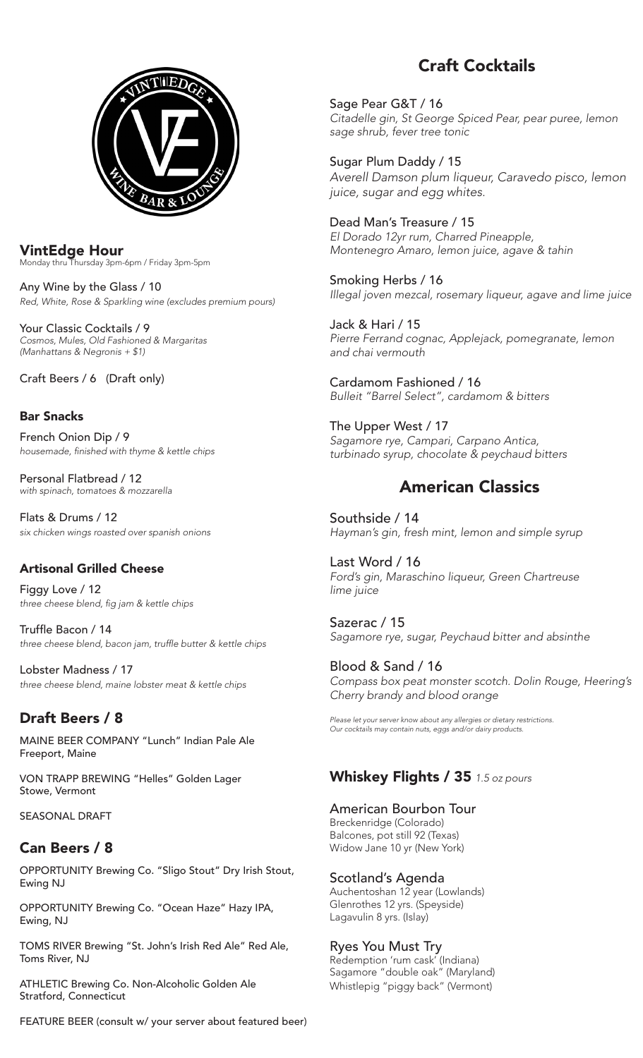VINTEDGE WINE BAR & LOUNGE

## VintEdge Hour

Monday thru Thursday 3pm-6pm / Friday 3pm-5pm

Any Wine by the Glass / 10
*Red, White, Rose & Sparkling wine (excludes premium pours)*

Your Classic Cocktails / 9
*Cosmos, Mules, Old Fashioned & Margaritas*
*(Manhattans & Negronis + $1)*

Craft Beers / 6 (Draft only)

## Bar Snacks

French Onion Dip / 9
*housemade, finished with thyme & kettle chips*

Personal Flatbread / 12
*with spinach, tomatoes & mozzarella*

Flats & Drums / 12
*six chicken wings roasted over spanish onions*

## Artisonal Grilled Cheese

Figgy Love / 12
*three cheese blend, fig jam & kettle chips*

Truffle Bacon / 14
*three cheese blend, bacon jam, truffle butter & kettle chips*

Lobster Madness / 17
*three cheese blend, maine lobster meat & kettle chips*

## Draft Beers / 8

MAINE BEER COMPANY "Lunch" Indian Pale Ale
Freeport, Maine

VON TRAPP BREWING "Helles" Golden Lager
Stowe, Vermont

SEASONAL DRAFT

## Can Beers / 8

OPPORTUNITY Brewing Co. "Sligo Stout" Dry Irish Stout,
Ewing NJ

OPPORTUNITY Brewing Co. "Ocean Haze" Hazy IPA,
Ewing, NJ

TOMS RIVER Brewing "St. John's Irish Red Ale" Red Ale,
Toms River, NJ

ATHLETIC Brewing Co. Non-Alcoholic Golden Ale
Stratford, Connecticut

FEATURE BEER (consult w/ your server about featured beer)

## Craft Cocktails

Sage Pear G&T / 16
*Citadelle gin, St George Spiced Pear, pear puree, lemon sage shrub, fever tree tonic*

Sugar Plum Daddy / 15
*Averell Damson plum liqueur, Caravedo pisco, lemon juice, sugar and egg whites.*

Dead Man's Treasure / 15
*El Dorado 12yr rum, Charred Pineapple, Montenegro Amaro, lemon juice, agave & tahin*

Smoking Herbs / 16
*Illegal joven mezcal, rosemary liqueur, agave and lime juice*

Jack & Hari / 15
*Pierre Ferrand cognac, Applejack, pomegranate, lemon and chai vermouth*

Cardamom Fashioned / 16
*Bulleit "Barrel Select", cardamom & bitters*

The Upper West / 17
*Sagamore rye, Campari, Carpano Antica, turbinado syrup, chocolate & peychaud bitters*

## American Classics

Southside / 14
*Hayman's gin, fresh mint, lemon and simple syrup*

Last Word / 16
*Ford's gin, Maraschino liqueur, Green Chartreuse lime juice*

Sazerac / 15
*Sagamore rye, sugar, Peychaud bitter and absinthe*

Blood & Sand / 16
*Compass box peat monster scotch. Dolin Rouge, Heering's Cherry brandy and blood orange*

*Please let your server know about any allergies or dietary restrictions. Our cocktails may contain nuts, eggs and/or dairy products.*

## Whiskey Flights / 35 *1.5 oz pours*

### American Bourbon Tour
Breckenridge (Colorado)
Balcones, pot still 92 (Texas)
Widow Jane 10 yr (New York)

### Scotland's Agenda
Auchentoshan 12 year (Lowlands)
Glenrothes 12 yrs. (Speyside)
Lagavulin 8 yrs. (Islay)

### Ryes You Must Try
Redemption 'rum cask' (Indiana)
Sagamore "double oak" (Maryland)
Whistlepig "piggy back" (Vermont)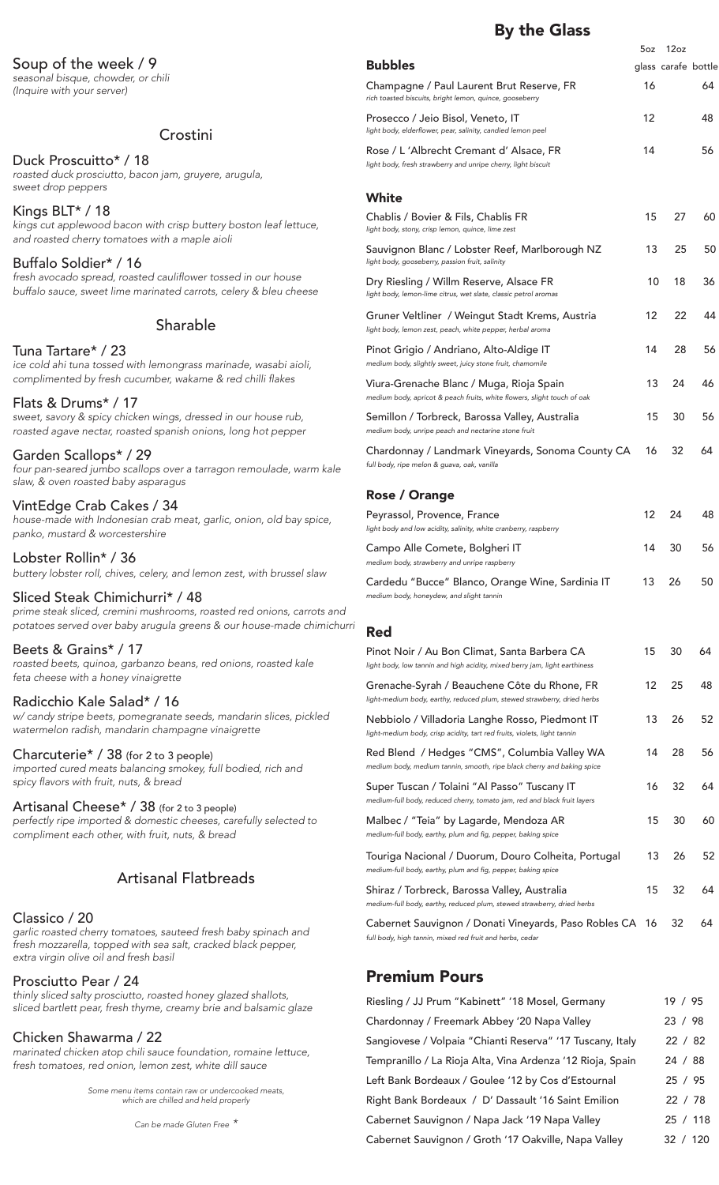## Soup of the week / 9

*seasonal bisque, chowder, or chili (Inquire with your server)*

## Crostini

### Duck Proscuitto* / 18

*roasted duck prosciutto, bacon jam, gruyere, arugula, sweet drop peppers*

### Kings BLT* / 18

*kings cut applewood bacon with crisp buttery boston leaf lettuce, and roasted cherry tomatoes with a maple aioli*

### Buffalo Soldier* / 16

*fresh avocado spread, roasted cauliflower tossed in our house buffalo sauce, sweet lime marinated carrots, celery & bleu cheese*

## Sharable

### Tuna Tartare* / 23

*ice cold ahi tuna tossed with lemongrass marinade, wasabi aioli, complimented by fresh cucumber, wakame & red chilli flakes*

### Flats & Drums* / 17

*sweet, savory & spicy chicken wings, dressed in our house rub, roasted agave nectar, roasted spanish onions, long hot pepper*

### Garden Scallops* / 29

*four pan-seared jumbo scallops over a tarragon remoulade, warm kale slaw, & oven roasted baby asparagus*

### VintEdge Crab Cakes / 34

*house-made with Indonesian crab meat, garlic, onion, old bay spice, panko, mustard & worcestershire*

### Lobster Rollin* / 36

*buttery lobster roll, chives, celery, and lemon zest, with brussel slaw*

### Sliced Steak Chimichurri* / 48

*prime steak sliced, cremini mushrooms, roasted red onions, carrots and potatoes served over baby arugula greens & our house-made chimichurri*

### Beets & Grains* / 17

*roasted beets, quinoa, garbanzo beans, red onions, roasted kale feta cheese with a honey vinaigrette*

### Radicchio Kale Salad* / 16

*w/ candy stripe beets, pomegranate seeds, mandarin slices, pickled watermelon radish, mandarin champagne vinaigrette*

### Charcuterie* / 38 (for 2 to 3 people)

*imported cured meats balancing smokey, full bodied, rich and spicy flavors with fruit, nuts, & bread*

### Artisanal Cheese* / 38 (for 2 to 3 people)

*perfectly ripe imported & domestic cheeses, carefully selected to compliment each other, with fruit, nuts, & bread*

## Artisanal Flatbreads

### Classico / 20

*garlic roasted cherry tomatoes, sauteed fresh baby spinach and fresh mozzarella, topped with sea salt, cracked black pepper, extra virgin olive oil and fresh basil*

### Prosciutto Pear / 24

*thinly sliced salty prosciutto, roasted honey glazed shallots, sliced bartlett pear, fresh thyme, creamy brie and balsamic glaze*

### Chicken Shawarma / 22

*marinated chicken atop chili sauce foundation, romaine lettuce, fresh tomatoes, red onion, lemon zest, white dill sauce*

*Some menu items contain raw or undercooked meats, which are chilled and held properly*

*Can be made Gluten Free \**

# By the Glass

| **Bubbles** | 5oz glass | 12oz carafe | bottle |
|---|---|---|---|
| Champagne / Paul Laurent Brut Reserve, FR<br>*rich toasted biscuits, bright lemon, quince, gooseberry* | 16 | | 64 |
| Prosecco / Jeio Bisol, Veneto, IT<br>*light body, elderflower, pear, salinity, candied lemon peel* | 12 | | 48 |
| Rose / L 'Albrecht Cremant d' Alsace, FR<br>*light body, fresh strawberry and unripe cherry, light biscuit* | 14 | | 56 |
| **White** | | | |
| Chablis / Bovier & Fils, Chablis FR<br>*light body, stony, crisp lemon, quince, lime zest* | 15 | 27 | 60 |
| Sauvignon Blanc / Lobster Reef, Marlborough NZ<br>*light body, gooseberry, passion fruit, salinity* | 13 | 25 | 50 |
| Dry Riesling / Willm Reserve, Alsace FR<br>*light body, lemon-lime citrus, wet slate, classic petrol aromas* | 10 | 18 | 36 |
| Gruner Veltliner / Weingut Stadt Krems, Austria<br>*light body, lemon zest, peach, white pepper, herbal aroma* | 12 | 22 | 44 |
| Pinot Grigio / Andriano, Alto-Aldige IT<br>*medium body, slightly sweet, juicy stone fruit, chamomile* | 14 | 28 | 56 |
| Viura-Grenache Blanc / Muga, Rioja Spain<br>*medium body, apricot & peach fruits, white flowers, slight touch of oak* | 13 | 24 | 46 |
| Semillon / Torbreck, Barossa Valley, Australia<br>*medium body, unripe peach and nectarine stone fruit* | 15 | 30 | 56 |
| Chardonnay / Landmark Vineyards, Sonoma County CA<br>*full body, ripe melon & guava, oak, vanilla* | 16 | 32 | 64 |
| **Rose / Orange** | | | |
| Peyrassol, Provence, France<br>*light body and low acidity, salinity, white cranberry, raspberry* | 12 | 24 | 48 |
| Campo Alle Comete, Bolgheri IT<br>*medium body, strawberry and unripe raspberry* | 14 | 30 | 56 |
| Cardedu "Bucce" Blanco, Orange Wine, Sardinia IT<br>*medium body, honeydew, and slight tannin* | 13 | 26 | 50 |
| **Red** | | | |
| Pinot Noir / Au Bon Climat, Santa Barbera CA<br>*light body, low tannin and high acidity, mixed berry jam, light earthiness* | 15 | 30 | 64 |
| Grenache-Syrah / Beauchene Côte du Rhone, FR<br>*light-medium body, earthy, reduced plum, stewed strawberry, dried herbs* | 12 | 25 | 48 |
| Nebbiolo / Villadoria Langhe Rosso, Piedmont IT<br>*light-medium body, crisp acidity, tart red fruits, violets, light tannin* | 13 | 26 | 52 |
| Red Blend / Hedges "CMS", Columbia Valley WA<br>*medium body, medium tannin, smooth, ripe black cherry and baking spice* | 14 | 28 | 56 |
| Super Tuscan / Tolaini "Al Passo" Tuscany IT<br>*medium-full body, reduced cherry, tomato jam, red and black fruit layers* | 16 | 32 | 64 |
| Malbec / "Teia" by Lagarde, Mendoza AR<br>*medium-full body, earthy, plum and fig, pepper, baking spice* | 15 | 30 | 60 |
| Touriga Nacional / Duorum, Douro Colheita, Portugal<br>*medium-full body, earthy, plum and fig, pepper, baking spice* | 13 | 26 | 52 |
| Shiraz / Torbreck, Barossa Valley, Australia<br>*medium-full body, earthy, reduced plum, stewed strawberry, dried herbs* | 15 | 32 | 64 |
| Cabernet Sauvignon / Donati Vineyards, Paso Robles CA<br>*full body, high tannin, mixed red fruit and herbs, cedar* | 16 | 32 | 64 |

# Premium Pours

| | |
|---|---|
| Riesling / JJ Prum "Kabinett" '18 Mosel, Germany | 19 / 95 |
| Chardonnay / Freemark Abbey '20 Napa Valley | 23 / 98 |
| Sangiovese / Volpaia "Chianti Reserva" '17 Tuscany, Italy | 22 / 82 |
| Tempranillo / La Rioja Alta, Vina Ardenza '12 Rioja, Spain | 24 / 88 |
| Left Bank Bordeaux / Goulee '12 by Cos d'Estournal | 25 / 95 |
| Right Bank Bordeaux / D' Dassault '16 Saint Emilion | 22 / 78 |
| Cabernet Sauvignon / Napa Jack '19 Napa Valley | 25 / 118 |
| Cabernet Sauvignon / Groth '17 Oakville, Napa Valley | 32 / 120 |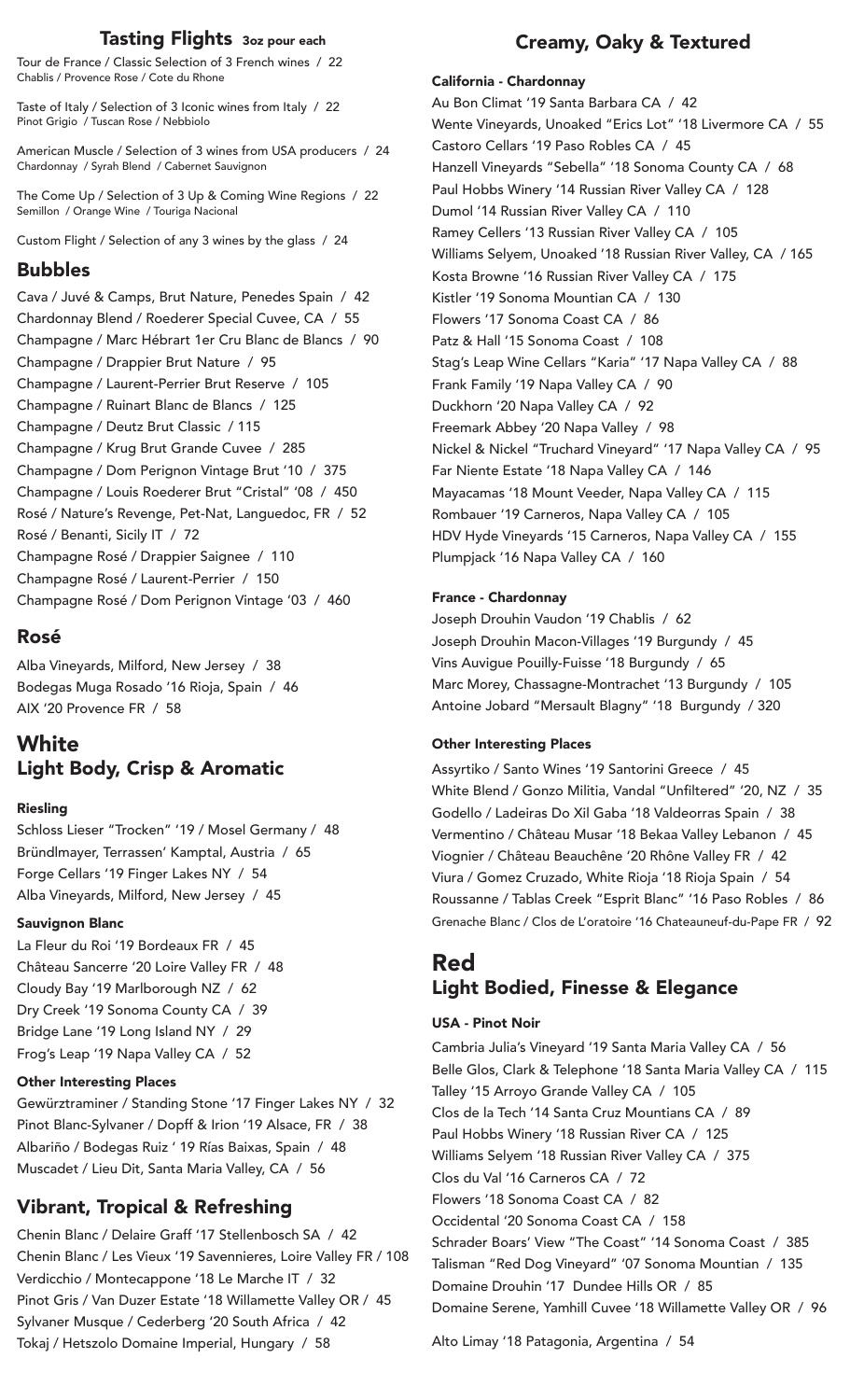## Tasting Flights 3oz pour each

Tour de France / Classic Selection of 3 French wines / 22
Chablis / Provence Rose / Cote du Rhone

Taste of Italy / Selection of 3 Iconic wines from Italy / 22
Pinot Grigio / Tuscan Rose / Nebbiolo

American Muscle / Selection of 3 wines from USA producers / 24
Chardonnay / Syrah Blend / Cabernet Sauvignon

The Come Up / Selection of 3 Up & Coming Wine Regions / 22
Semillon / Orange Wine / Touriga Nacional

Custom Flight / Selection of any 3 wines by the glass / 24

## Bubbles

Cava / Juvé & Camps, Brut Nature, Penedes Spain / 42
Chardonnay Blend / Roederer Special Cuvee, CA / 55
Champagne / Marc Hébrart 1er Cru Blanc de Blancs / 90
Champagne / Drappier Brut Nature / 95
Champagne / Laurent-Perrier Brut Reserve / 105
Champagne / Ruinart Blanc de Blancs / 125
Champagne / Deutz Brut Classic / 115
Champagne / Krug Brut Grande Cuvee / 285
Champagne / Dom Perignon Vintage Brut '10 / 375
Champagne / Louis Roederer Brut "Cristal" '08 / 450
Rosé / Nature's Revenge, Pet-Nat, Languedoc, FR / 52
Rosé / Benanti, Sicily IT / 72
Champagne Rosé / Drappier Saignee / 110
Champagne Rosé / Laurent-Perrier / 150
Champagne Rosé / Dom Perignon Vintage '03 / 460

## Rosé

Alba Vineyards, Milford, New Jersey / 38
Bodegas Muga Rosado '16 Rioja, Spain / 46
AIX '20 Provence FR / 58

# White
## Light Body, Crisp & Aromatic

### Riesling

Schloss Lieser "Trocken" '19 / Mosel Germany / 48
Bründlmayer, Terrassen' Kamptal, Austria / 65
Forge Cellars '19 Finger Lakes NY / 54
Alba Vineyards, Milford, New Jersey / 45

### Sauvignon Blanc

La Fleur du Roi '19 Bordeaux FR / 45
Château Sancerre '20 Loire Valley FR / 48
Cloudy Bay '19 Marlborough NZ / 62
Dry Creek '19 Sonoma County CA / 39
Bridge Lane '19 Long Island NY / 29
Frog's Leap '19 Napa Valley CA / 52

### Other Interesting Places

Gewürztraminer / Standing Stone '17 Finger Lakes NY / 32
Pinot Blanc-Sylvaner / Dopff & Irion '19 Alsace, FR / 38
Albariño / Bodegas Ruiz ' 19 Rías Baixas, Spain / 48
Muscadet / Lieu Dit, Santa Maria Valley, CA / 56

## Vibrant, Tropical & Refreshing

Chenin Blanc / Delaire Graff '17 Stellenbosch SA / 42
Chenin Blanc / Les Vieux '19 Savennieres, Loire Valley FR / 108
Verdicchio / Montecappone '18 Le Marche IT / 32
Pinot Gris / Van Duzer Estate '18 Willamette Valley OR / 45
Sylvaner Musque / Cederberg '20 South Africa / 42
Tokaj / Hetszolo Domaine Imperial, Hungary / 58

## Creamy, Oaky & Textured

### California - Chardonnay

Au Bon Climat '19 Santa Barbara CA / 42
Wente Vineyards, Unoaked "Erics Lot" '18 Livermore CA / 55
Castoro Cellars '19 Paso Robles CA / 45
Hanzell Vineyards "Sebella" '18 Sonoma County CA / 68
Paul Hobbs Winery '14 Russian River Valley CA / 128
Dumol '14 Russian River Valley CA / 110
Ramey Cellers '13 Russian River Valley CA / 105
Williams Selyem, Unoaked '18 Russian River Valley, CA / 165
Kosta Browne '16 Russian River Valley CA / 175
Kistler '19 Sonoma Mountian CA / 130
Flowers '17 Sonoma Coast CA / 86
Patz & Hall '15 Sonoma Coast / 108
Stag's Leap Wine Cellars "Karia" '17 Napa Valley CA / 88
Frank Family '19 Napa Valley CA / 90
Duckhorn '20 Napa Valley CA / 92
Freemark Abbey '20 Napa Valley / 98
Nickel & Nickel "Truchard Vineyard" '17 Napa Valley CA / 95
Far Niente Estate '18 Napa Valley CA / 146
Mayacamas '18 Mount Veeder, Napa Valley CA / 115
Rombauer '19 Carneros, Napa Valley CA / 105
HDV Hyde Vineyards '15 Carneros, Napa Valley CA / 155
Plumpjack '16 Napa Valley CA / 160

### France - Chardonnay

Joseph Drouhin Vaudon '19 Chablis / 62
Joseph Drouhin Macon-Villages '19 Burgundy / 45
Vins Auvigue Pouilly-Fuisse '18 Burgundy / 65
Marc Morey, Chassagne-Montrachet '13 Burgundy / 105
Antoine Jobard "Mersault Blagny" '18 Burgundy / 320

### Other Interesting Places

Assyrtiko / Santo Wines '19 Santorini Greece / 45
White Blend / Gonzo Militia, Vandal "Unfiltered" '20, NZ / 35
Godello / Ladeiras Do Xil Gaba '18 Valdeorras Spain / 38
Vermentino / Château Musar '18 Bekaa Valley Lebanon / 45
Viognier / Château Beauchêne '20 Rhône Valley FR / 42
Viura / Gomez Cruzado, White Rioja '18 Rioja Spain / 54
Roussanne / Tablas Creek "Esprit Blanc" '16 Paso Robles / 86
Grenache Blanc / Clos de L'oratoire '16 Chateauneuf-du-Pape FR / 92

# Red
## Light Bodied, Finesse & Elegance

### USA - Pinot Noir

Cambria Julia's Vineyard '19 Santa Maria Valley CA / 56
Belle Glos, Clark & Telephone '18 Santa Maria Valley CA / 115
Talley '15 Arroyo Grande Valley CA / 105
Clos de la Tech '14 Santa Cruz Mountians CA / 89
Paul Hobbs Winery '18 Russian River CA / 125
Williams Selyem '18 Russian River Valley CA / 375
Clos du Val '16 Carneros CA / 72
Flowers '18 Sonoma Coast CA / 82
Occidental '20 Sonoma Coast CA / 158
Schrader Boars' View "The Coast" '14 Sonoma Coast / 385
Talisman "Red Dog Vineyard" '07 Sonoma Mountian / 135
Domaine Drouhin '17 Dundee Hills OR / 85
Domaine Serene, Yamhill Cuvee '18 Willamette Valley OR / 96

Alto Limay '18 Patagonia, Argentina / 54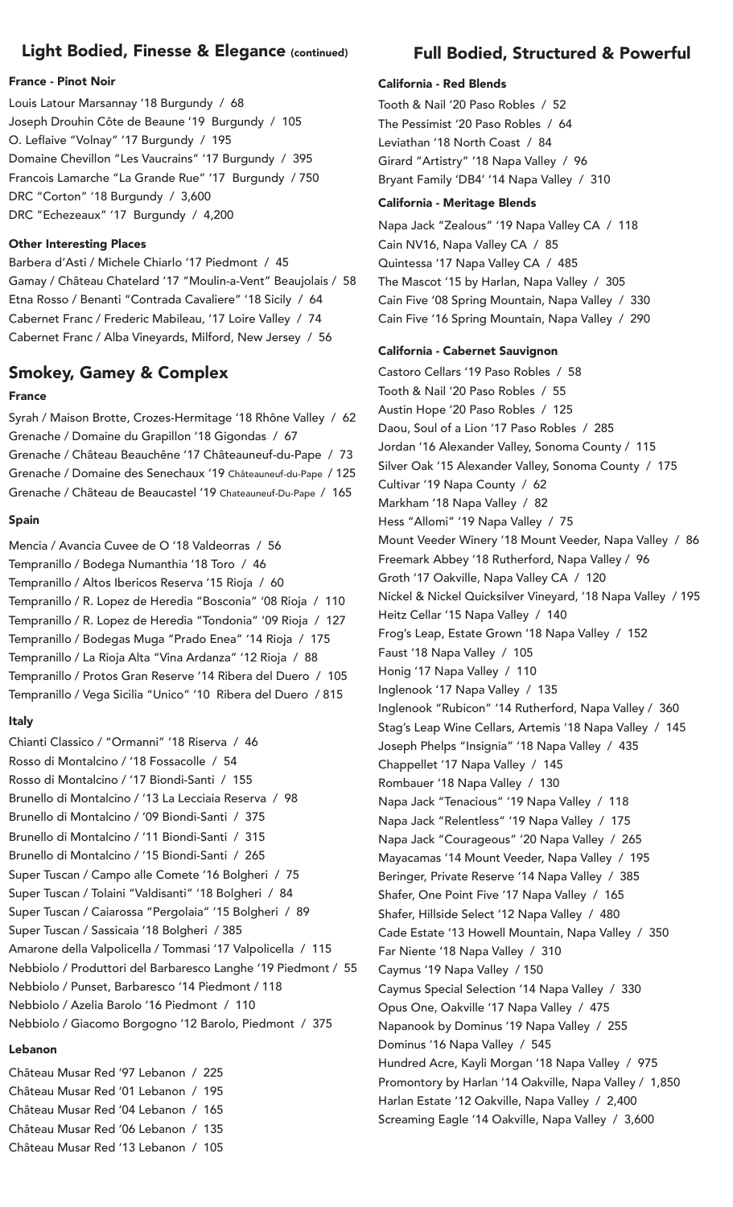## Light Bodied, Finesse & Elegance (continued)

### France - Pinot Noir

Louis Latour Marsannay '18 Burgundy / 68
Joseph Drouhin Côte de Beaune '19 Burgundy / 105
O. Leflaive "Volnay" '17 Burgundy / 195
Domaine Chevillon "Les Vaucrains" '17 Burgundy / 395
Francois Lamarche "La Grande Rue" '17 Burgundy / 750
DRC "Corton" '18 Burgundy / 3,600
DRC "Echezeaux" '17 Burgundy / 4,200

### Other Interesting Places

Barbera d'Asti / Michele Chiarlo '17 Piedmont / 45
Gamay / Château Chatelard '17 "Moulin-a-Vent" Beaujolais / 58
Etna Rosso / Benanti "Contrada Cavaliere" '18 Sicily / 64
Cabernet Franc / Frederic Mabileau, '17 Loire Valley / 74
Cabernet Franc / Alba Vineyards, Milford, New Jersey / 56

## Smokey, Gamey & Complex

### France

Syrah / Maison Brotte, Crozes-Hermitage '18 Rhône Valley / 62
Grenache / Domaine du Grapillon '18 Gigondas / 67
Grenache / Château Beauchêne '17 Châteauneuf-du-Pape / 73
Grenache / Domaine des Senechaux '19 Châteauneuf-du-Pape / 125
Grenache / Château de Beaucastel '19 Chateauneuf-Du-Pape / 165

### Spain

Mencia / Avancia Cuvee de O '18 Valdeorras / 56
Tempranillo / Bodega Numanthia '18 Toro / 46
Tempranillo / Altos Ibericos Reserva '15 Rioja / 60
Tempranillo / R. Lopez de Heredia "Bosconia" '08 Rioja / 110
Tempranillo / R. Lopez de Heredia "Tondonia" '09 Rioja / 127
Tempranillo / Bodegas Muga "Prado Enea" '14 Rioja / 175
Tempranillo / La Rioja Alta "Vina Ardanza" '12 Rioja / 88
Tempranillo / Protos Gran Reserve '14 Ribera del Duero / 105
Tempranillo / Vega Sicilia "Unico" '10 Ribera del Duero / 815

### Italy

Chianti Classico / "Ormanni" '18 Riserva / 46
Rosso di Montalcino / '18 Fossacolle / 54
Rosso di Montalcino / '17 Biondi-Santi / 155
Brunello di Montalcino / '13 La Lecciaia Reserva / 98
Brunello di Montalcino / '09 Biondi-Santi / 375
Brunello di Montalcino / '11 Biondi-Santi / 315
Brunello di Montalcino / '15 Biondi-Santi / 265
Super Tuscan / Campo alle Comete '16 Bolgheri / 75
Super Tuscan / Tolaini "Valdisanti" '18 Bolgheri / 84
Super Tuscan / Caiarossa "Pergolaia" '15 Bolgheri / 89
Super Tuscan / Sassicaia '18 Bolgheri / 385
Amarone della Valpolicella / Tommasi '17 Valpolicella / 115
Nebbiolo / Produttori del Barbaresco Langhe '19 Piedmont / 55
Nebbiolo / Punset, Barbaresco '14 Piedmont / 118
Nebbiolo / Azelia Barolo '16 Piedmont / 110
Nebbiolo / Giacomo Borgogno '12 Barolo, Piedmont / 375

### Lebanon

Château Musar Red '97 Lebanon / 225
Château Musar Red '01 Lebanon / 195
Château Musar Red '04 Lebanon / 165
Château Musar Red '06 Lebanon / 135
Château Musar Red '13 Lebanon / 105

## Full Bodied, Structured & Powerful

### California - Red Blends

Tooth & Nail '20 Paso Robles / 52
The Pessimist '20 Paso Robles / 64
Leviathan '18 North Coast / 84
Girard "Artistry" '18 Napa Valley / 96
Bryant Family 'DB4' '14 Napa Valley / 310

### California - Meritage Blends

Napa Jack "Zealous" '19 Napa Valley CA / 118
Cain NV16, Napa Valley CA / 85
Quintessa '17 Napa Valley CA / 485
The Mascot '15 by Harlan, Napa Valley / 305
Cain Five '08 Spring Mountain, Napa Valley / 330
Cain Five '16 Spring Mountain, Napa Valley / 290

### California - Cabernet Sauvignon

Castoro Cellars '19 Paso Robles / 58
Tooth & Nail '20 Paso Robles / 55
Austin Hope '20 Paso Robles / 125
Daou, Soul of a Lion '17 Paso Robles / 285
Jordan '16 Alexander Valley, Sonoma County / 115
Silver Oak '15 Alexander Valley, Sonoma County / 175
Cultivar '19 Napa County / 62
Markham '18 Napa Valley / 82
Hess "Allomi" '19 Napa Valley / 75
Mount Veeder Winery '18 Mount Veeder, Napa Valley / 86
Freemark Abbey '18 Rutherford, Napa Valley / 96
Groth '17 Oakville, Napa Valley CA / 120
Nickel & Nickel Quicksilver Vineyard, '18 Napa Valley / 195
Heitz Cellar '15 Napa Valley / 140
Frog's Leap, Estate Grown '18 Napa Valley / 152
Faust '18 Napa Valley / 105
Honig '17 Napa Valley / 110
Inglenook '17 Napa Valley / 135
Inglenook "Rubicon" '14 Rutherford, Napa Valley / 360
Stag's Leap Wine Cellars, Artemis '18 Napa Valley / 145
Joseph Phelps "Insignia" '18 Napa Valley / 435
Chappellet '17 Napa Valley / 145
Rombauer '18 Napa Valley / 130
Napa Jack "Tenacious" '19 Napa Valley / 118
Napa Jack "Relentless" '19 Napa Valley / 175
Napa Jack "Courageous" '20 Napa Valley / 265
Mayacamas '14 Mount Veeder, Napa Valley / 195
Beringer, Private Reserve '14 Napa Valley / 385
Shafer, One Point Five '17 Napa Valley / 165
Shafer, Hillside Select '12 Napa Valley / 480
Cade Estate '13 Howell Mountain, Napa Valley / 350
Far Niente '18 Napa Valley / 310
Caymus '19 Napa Valley / 150
Caymus Special Selection '14 Napa Valley / 330
Opus One, Oakville '17 Napa Valley / 475
Napanook by Dominus '19 Napa Valley / 255
Dominus '16 Napa Valley / 545
Hundred Acre, Kayli Morgan '18 Napa Valley / 975
Promontory by Harlan '14 Oakville, Napa Valley / 1,850
Harlan Estate '12 Oakville, Napa Valley / 2,400
Screaming Eagle '14 Oakville, Napa Valley / 3,600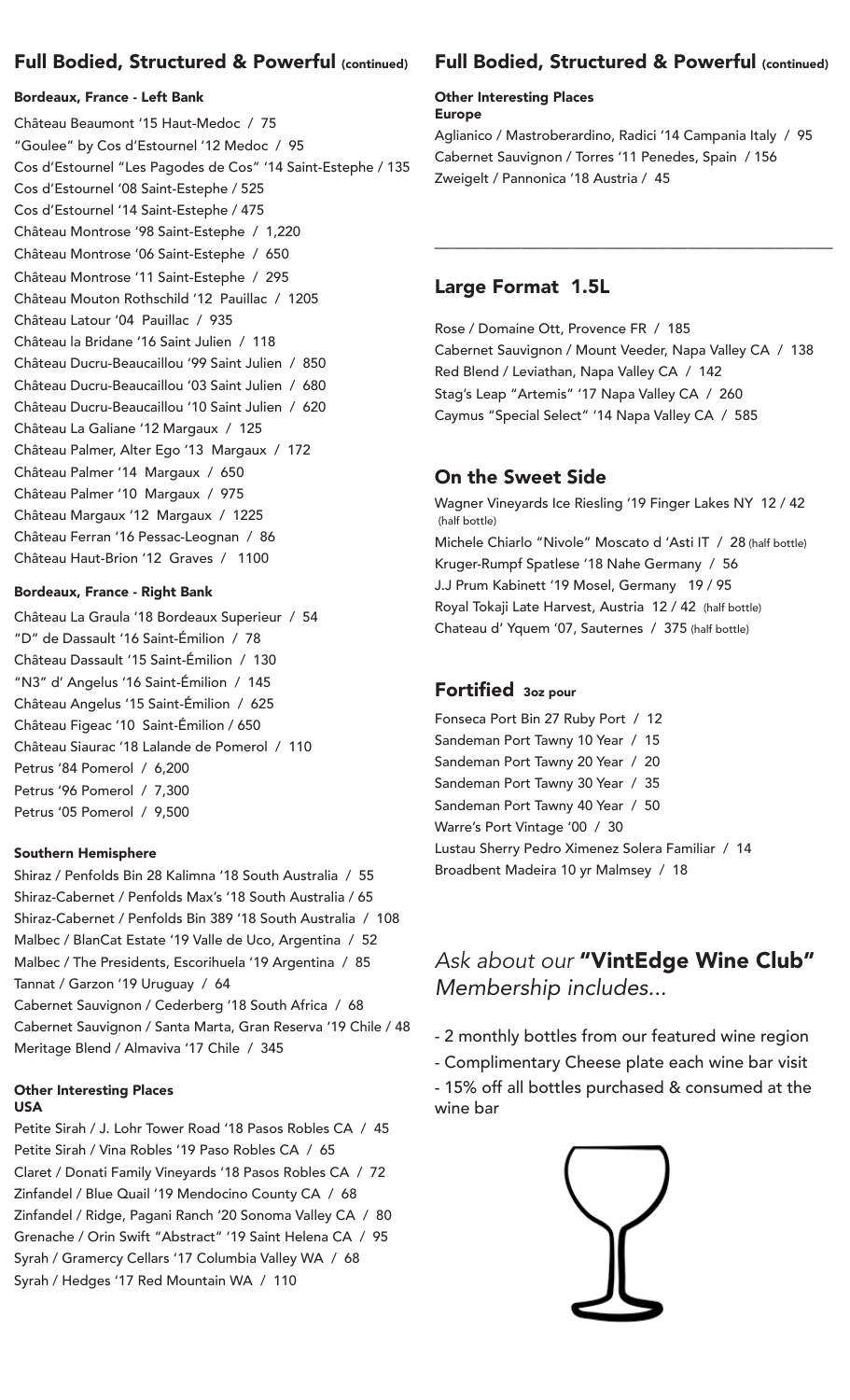## Full Bodied, Structured & Powerful (continued)

### Bordeaux, France - Left Bank

Château Beaumont '15 Haut-Medoc / 75
"Goulee" by Cos d'Estournel '12 Medoc / 95
Cos d'Estournel "Les Pagodes de Cos" '14 Saint-Estephe / 135
Cos d'Estournel '08 Saint-Estephe / 525
Cos d'Estournel '14 Saint-Estephe / 475
Château Montrose '98 Saint-Estephe / 1,220
Château Montrose '06 Saint-Estephe / 650
Château Montrose '11 Saint-Estephe / 295
Château Mouton Rothschild '12 Pauillac / 1205
Château Latour '04 Pauillac / 935
Château la Bridane '16 Saint Julien / 118
Château Ducru-Beaucaillou '99 Saint Julien / 850
Château Ducru-Beaucaillou '03 Saint Julien / 680
Château Ducru-Beaucaillou '10 Saint Julien / 620
Château La Galiane '12 Margaux / 125
Château Palmer, Alter Ego '13 Margaux / 172
Château Palmer '14 Margaux / 650
Château Palmer '10 Margaux / 975
Château Margaux '12 Margaux / 1225
Château Ferran '16 Pessac-Leognan / 86
Château Haut-Brion '12 Graves / 1100

### Bordeaux, France - Right Bank

Château La Graula '18 Bordeaux Superieur / 54
"D" de Dassault '16 Saint-Émilion / 78
Château Dassault '15 Saint-Émilion / 130
"N3" d' Angelus '16 Saint-Émilion / 145
Château Angelus '15 Saint-Émilion / 625
Château Figeac '10 Saint-Émilion / 650
Château Siaurac '18 Lalande de Pomerol / 110
Petrus '84 Pomerol / 6,200
Petrus '96 Pomerol / 7,300
Petrus '05 Pomerol / 9,500

### Southern Hemisphere

Shiraz / Penfolds Bin 28 Kalimna '18 South Australia / 55
Shiraz-Cabernet / Penfolds Max's '18 South Australia / 65
Shiraz-Cabernet / Penfolds Bin 389 '18 South Australia / 108
Malbec / BlanCat Estate '19 Valle de Uco, Argentina / 52
Malbec / The Presidents, Escorihuela '19 Argentina / 85
Tannat / Garzon '19 Uruguay / 64
Cabernet Sauvignon / Cederberg '18 South Africa / 68
Cabernet Sauvignon / Santa Marta, Gran Reserva '19 Chile / 48
Meritage Blend / Almaviva '17 Chile / 345

### Other Interesting Places
**USA**

Petite Sirah / J. Lohr Tower Road '18 Pasos Robles CA / 45
Petite Sirah / Vina Robles '19 Paso Robles CA / 65
Claret / Donati Family Vineyards '18 Pasos Robles CA / 72
Zinfandel / Blue Quail '19 Mendocino County CA / 68
Zinfandel / Ridge, Pagani Ranch '20 Sonoma Valley CA / 80
Grenache / Orin Swift "Abstract" '19 Saint Helena CA / 95
Syrah / Gramercy Cellars '17 Columbia Valley WA / 68
Syrah / Hedges '17 Red Mountain WA / 110

## Full Bodied, Structured & Powerful (continued)

### Other Interesting Places
**Europe**

Aglianico / Mastroberardino, Radici '14 Campania Italy / 95
Cabernet Sauvignon / Torres '11 Penedes, Spain / 156
Zweigelt / Pannonica '18 Austria / 45

## Large Format 1.5L

Rose / Domaine Ott, Provence FR / 185
Cabernet Sauvignon / Mount Veeder, Napa Valley CA / 138
Red Blend / Leviathan, Napa Valley CA / 142
Stag's Leap "Artemis" '17 Napa Valley CA / 260
Caymus "Special Select" '14 Napa Valley CA / 585

## On the Sweet Side

Wagner Vineyards Ice Riesling '19 Finger Lakes NY 12 / 42 (half bottle)
Michele Chiarlo "Nivole" Moscato d 'Asti IT / 28 (half bottle)
Kruger-Rumpf Spatlese '18 Nahe Germany / 56
J.J Prum Kabinett '19 Mosel, Germany 19 / 95
Royal Tokaji Late Harvest, Austria 12 / 42 (half bottle)
Chateau d' Yquem '07, Sauternes / 375 (half bottle)

## Fortified 3oz pour

Fonseca Port Bin 27 Ruby Port / 12
Sandeman Port Tawny 10 Year / 15
Sandeman Port Tawny 20 Year / 20
Sandeman Port Tawny 30 Year / 35
Sandeman Port Tawny 40 Year / 50
Warre's Port Vintage '00 / 30
Lustau Sherry Pedro Ximenez Solera Familiar / 14
Broadbent Madeira 10 yr Malmsey / 18

## *Ask about our* **"VintEdge Wine Club"** *Membership includes...*

- 2 monthly bottles from our featured wine region
- Complimentary Cheese plate each wine bar visit
- 15% off all bottles purchased & consumed at the wine bar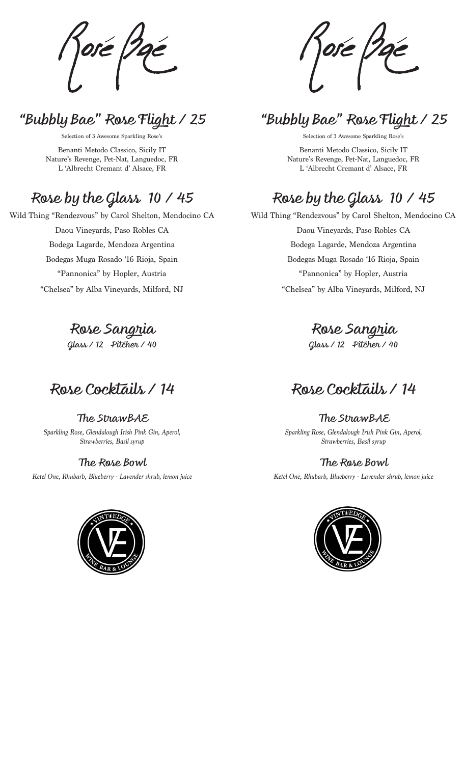# Rosé Baé

## "Bubbly Bae" Rose Flight / 25

Selection of 3 Awesome Sparkling Rose's

Benanti Metodo Classico, Sicily IT
Nature's Revenge, Pet-Nat, Languedoc, FR
L 'Albrecht Cremant d' Alsace, FR

## Rose by the Glass 10 / 45

Wild Thing "Rendezvous" by Carol Shelton, Mendocino CA

Daou Vineyards, Paso Robles CA

Bodega Lagarde, Mendoza Argentina

Bodegas Muga Rosado '16 Rioja, Spain

"Pannonica" by Hopler, Austria

"Chelsea" by Alba Vineyards, Milford, NJ

## Rose Sangria

Glass / 12 Pitcher / 40

## Rose Cocktails / 14

### The StrawBAE

*Sparkling Rose, Glendalough Irish Pink Gin, Aperol, Strawberries, Basil syrup*

### The Rose Bowl

*Ketel One, Rhubarb, Blueberry - Lavender shrub, lemon juice*

VINTIEDGE
WINE BAR & LOUNGE

# Rosé Baé

## "Bubbly Bae" Rose Flight / 25

Selection of 3 Awesome Sparkling Rose's

Benanti Metodo Classico, Sicily IT
Nature's Revenge, Pet-Nat, Languedoc, FR
L 'Albrecht Cremant d' Alsace, FR

## Rose by the Glass 10 / 45

Wild Thing "Rendezvous" by Carol Shelton, Mendocino CA

Daou Vineyards, Paso Robles CA

Bodega Lagarde, Mendoza Argentina

Bodegas Muga Rosado '16 Rioja, Spain

"Pannonica" by Hopler, Austria

"Chelsea" by Alba Vineyards, Milford, NJ

## Rose Sangria

Glass / 12 Pitcher / 40

## Rose Cocktails / 14

### The StrawBAE

*Sparkling Rose, Glendalough Irish Pink Gin, Aperol, Strawberries, Basil syrup*

### The Rose Bowl

*Ketel One, Rhubarb, Blueberry - Lavender shrub, lemon juice*

VINTIEDGE
WINE BAR & LOUNGE